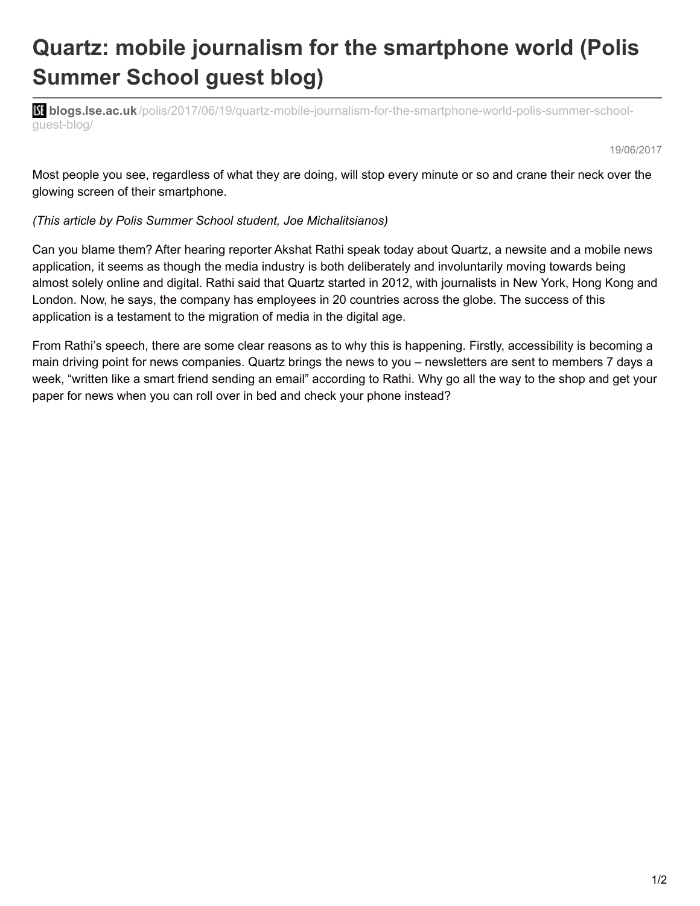# Quartz: mobile journalism for the smartphone world (Polis Summer School guest blog)

**blogs.lse.ac.uk**/polis/2017/06/19/quartz-mobile-journalism-for-the-smartphone-world-polis-summer-school-guest-blog/

19/06/2017

Most people you see, regardless of what they are doing, will stop every minute or so and crane their neck over the glowing screen of their smartphone.

*(This article by Polis Summer School student, Joe Michalitsianos)*

Can you blame them? After hearing reporter Akshat Rathi speak today about Quartz, a newsite and a mobile news application, it seems as though the media industry is both deliberately and involuntarily moving towards being almost solely online and digital. Rathi said that Quartz started in 2012, with journalists in New York, Hong Kong and London. Now, he says, the company has employees in 20 countries across the globe. The success of this application is a testament to the migration of media in the digital age.

From Rathi's speech, there are some clear reasons as to why this is happening. Firstly, accessibility is becoming a main driving point for news companies. Quartz brings the news to you – newsletters are sent to members 7 days a week, "written like a smart friend sending an email" according to Rathi. Why go all the way to the shop and get your paper for news when you can roll over in bed and check your phone instead?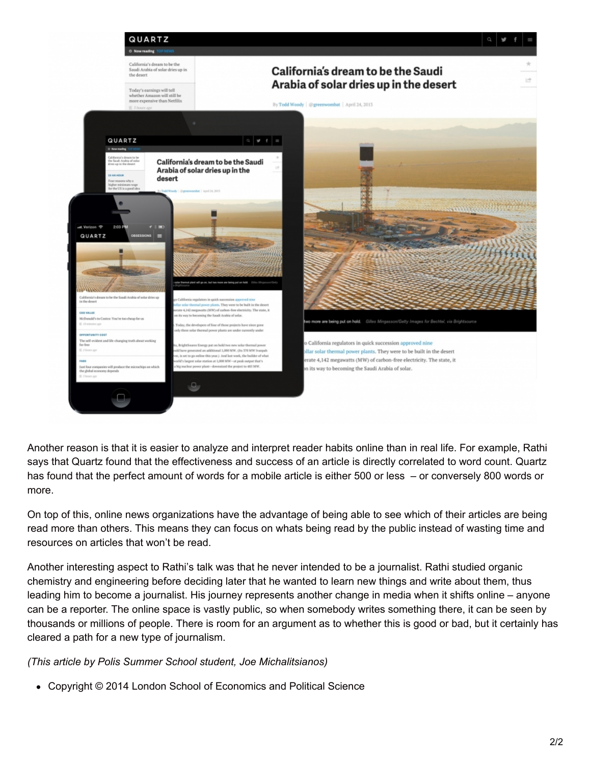Another reason is that it is easier to analyze and interpret reader habits online than in real life. For example, Rathi says that Quartz found that the effectiveness and success of an article is directly correlated to word count. Quartz has found that the perfect amount of words for a mobile article is either 500 or less – or conversely 800 words or more.

On top of this, online news organizations have the advantage of being able to see which of their articles are being read more than others. This means they can focus on whats being read by the public instead of wasting time and resources on articles that won't be read.

Another interesting aspect to Rathi's talk was that he never intended to be a journalist. Rathi studied organic chemistry and engineering before deciding later that he wanted to learn new things and write about them, thus leading him to become a journalist. His journey represents another change in media when it shifts online – anyone can be a reporter. The online space is vastly public, so when somebody writes something there, it can be seen by thousands or millions of people. There is room for an argument as to whether this is good or bad, but it certainly has cleared a path for a new type of journalism.

*(This article by Polis Summer School student, Joe Michalitsianos)*

- Copyright © 2014 London School of Economics and Political Science